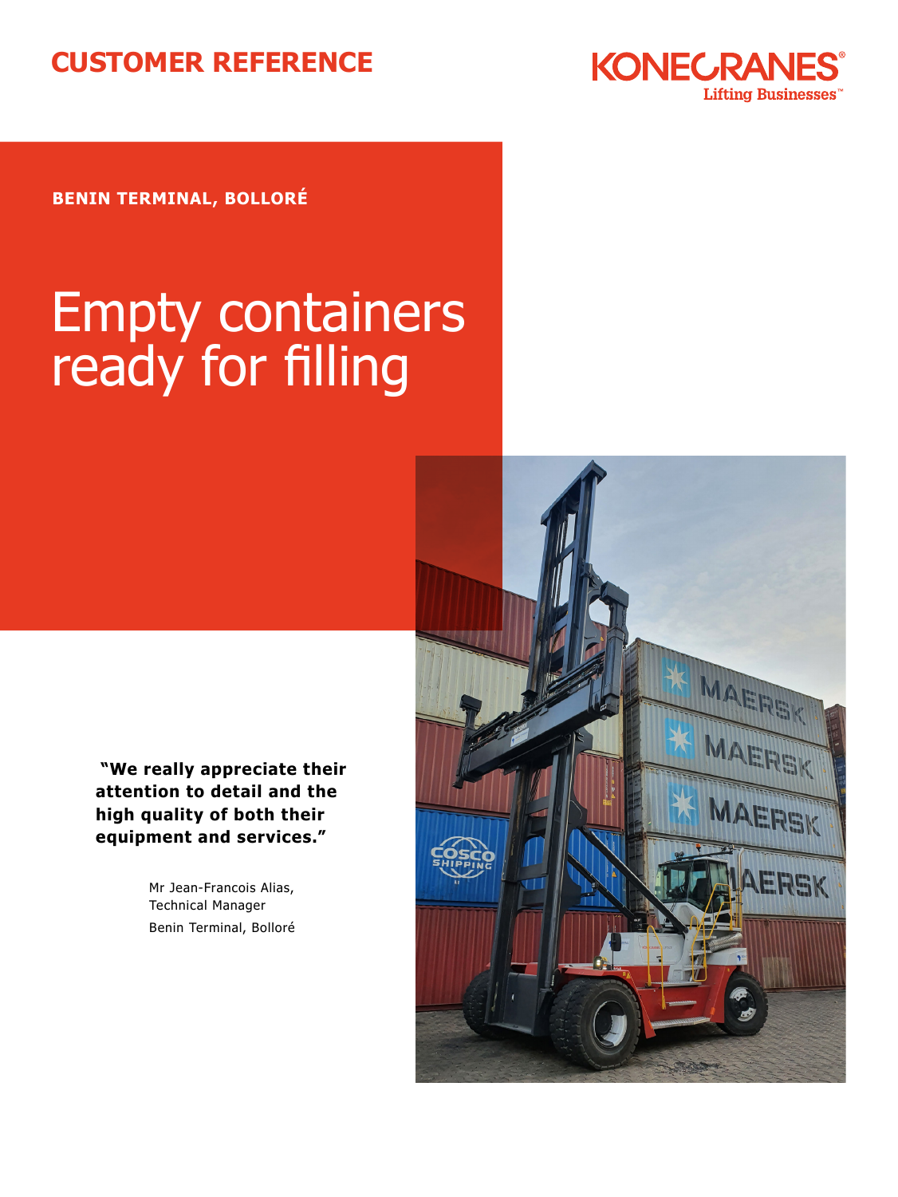CUSTOMER REFERENCE

**BENIN TERMINAL, BOLLORÉ**

# Empty containers ready for filling

> **"We really appreciate their attention to detail and the high quality of both their equipment and services."**

Mr Jean-Francois Alias,
Technical Manager
Benin Terminal, Bolloré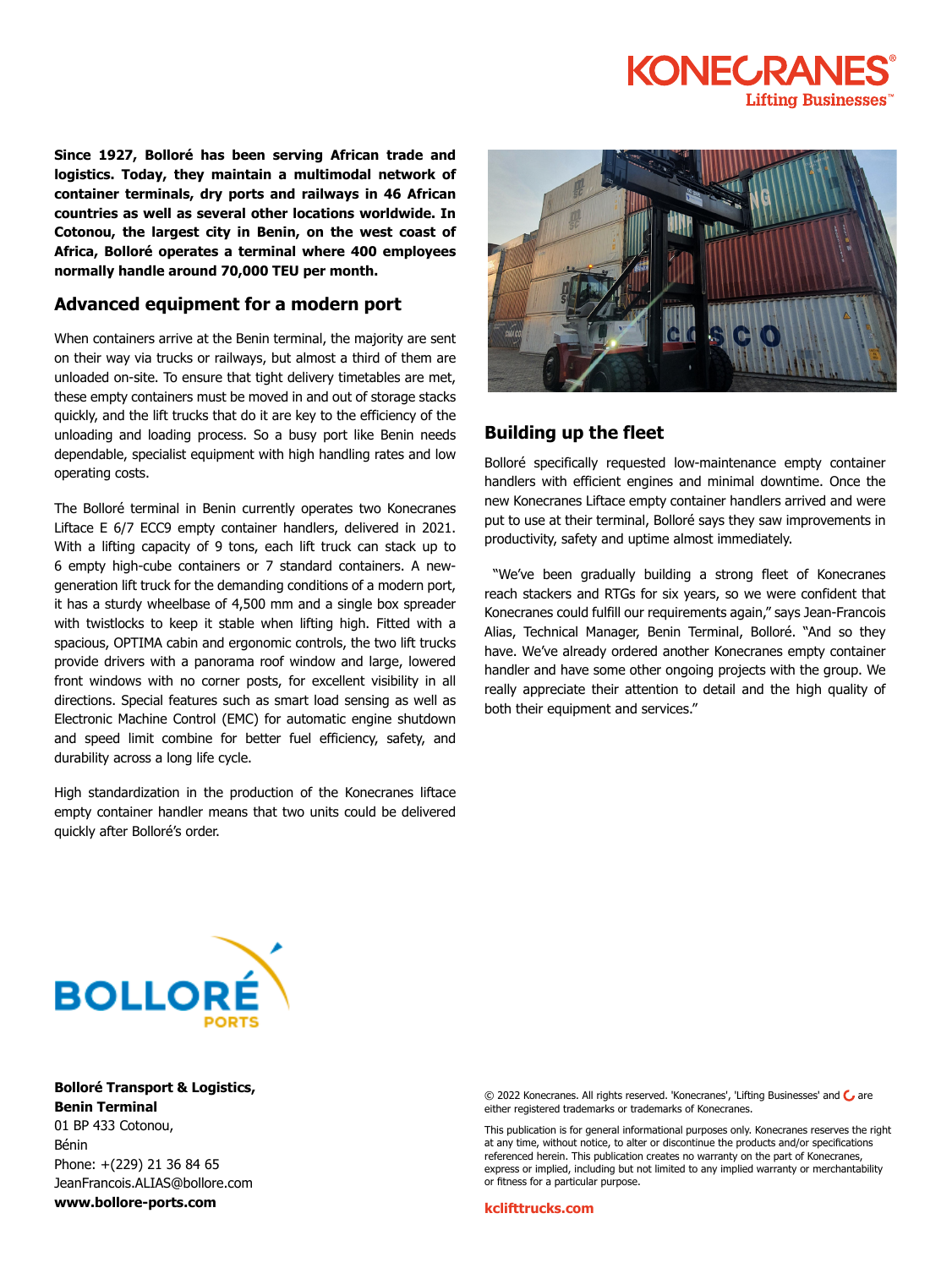**Since 1927, Bolloré has been serving African trade and logistics. Today, they maintain a multimodal network of container terminals, dry ports and railways in 46 African countries as well as several other locations worldwide. In Cotonou, the largest city in Benin, on the west coast of Africa, Bolloré operates a terminal where 400 employees normally handle around 70,000 TEU per month.**

## Advanced equipment for a modern port

When containers arrive at the Benin terminal, the majority are sent on their way via trucks or railways, but almost a third of them are unloaded on-site. To ensure that tight delivery timetables are met, these empty containers must be moved in and out of storage stacks quickly, and the lift trucks that do it are key to the efficiency of the unloading and loading process. So a busy port like Benin needs dependable, specialist equipment with high handling rates and low operating costs.

The Bolloré terminal in Benin currently operates two Konecranes Liftace E 6/7 ECC9 empty container handlers, delivered in 2021. With a lifting capacity of 9 tons, each lift truck can stack up to 6 empty high-cube containers or 7 standard containers. A new-generation lift truck for the demanding conditions of a modern port, it has a sturdy wheelbase of 4,500 mm and a single box spreader with twistlocks to keep it stable when lifting high. Fitted with a spacious, OPTIMA cabin and ergonomic controls, the two lift trucks provide drivers with a panorama roof window and large, lowered front windows with no corner posts, for excellent visibility in all directions. Special features such as smart load sensing as well as Electronic Machine Control (EMC) for automatic engine shutdown and speed limit combine for better fuel efficiency, safety, and durability across a long life cycle.

High standardization in the production of the Konecranes liftace empty container handler means that two units could be delivered quickly after Bolloré's order.

## Building up the fleet

Bolloré specifically requested low-maintenance empty container handlers with efficient engines and minimal downtime. Once the new Konecranes Liftace empty container handlers arrived and were put to use at their terminal, Bolloré says they saw improvements in productivity, safety and uptime almost immediately.

"We've been gradually building a strong fleet of Konecranes reach stackers and RTGs for six years, so we were confident that Konecranes could fulfill our requirements again," says Jean-Francois Alias, Technical Manager, Benin Terminal, Bolloré. "And so they have. We've already ordered another Konecranes empty container handler and have some other ongoing projects with the group. We really appreciate their attention to detail and the high quality of both their equipment and services."

**Bolloré Transport & Logistics,**
**Benin Terminal**
01 BP 433 Cotonou,
Bénin
Phone: +(229) 21 36 84 65
JeanFrancois.ALIAS@bollore.com
**www.bollore-ports.com**

© 2022 Konecranes. All rights reserved. 'Konecranes', 'Lifting Businesses' and are either registered trademarks or trademarks of Konecranes.

This publication is for general informational purposes only. Konecranes reserves the right at any time, without notice, to alter or discontinue the products and/or specifications referenced herein. This publication creates no warranty on the part of Konecranes, express or implied, including but not limited to any implied warranty or merchantability or fitness for a particular purpose.

**kclifttrucks.com**